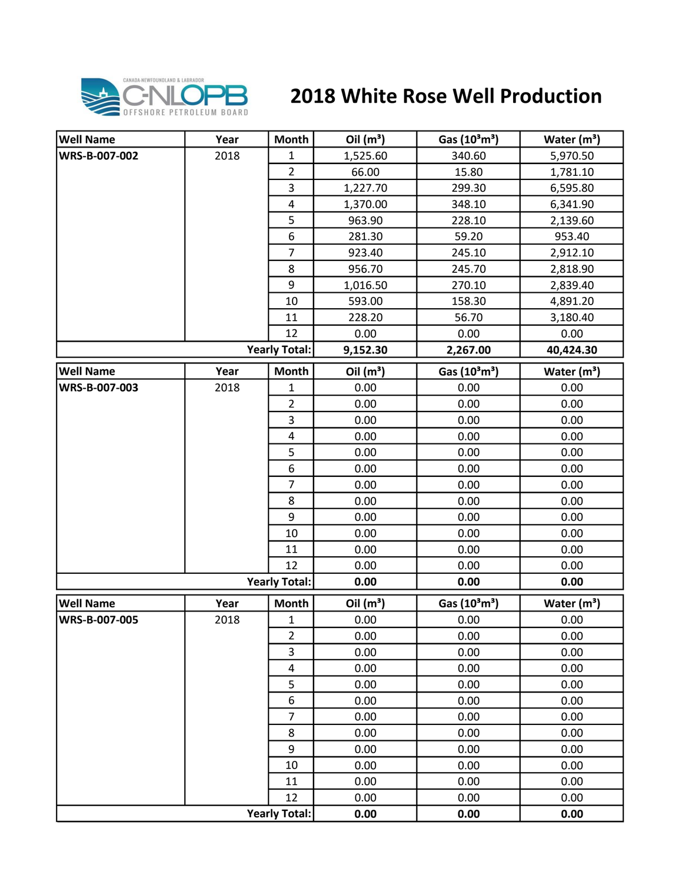# 2018 White Rose Well Production

| Well Name | Year | Month | Oil ($m^3$) | Gas ($10^3m^3$) | Water ($m^3$) |
|---|---|---|---|---|---|
| WRS-B-007-002 | 2018 | 1 | 1,525.60 | 340.60 | 5,970.50 |
| | | 2 | 66.00 | 15.80 | 1,781.10 |
| | | 3 | 1,227.70 | 299.30 | 6,595.80 |
| | | 4 | 1,370.00 | 348.10 | 6,341.90 |
| | | 5 | 963.90 | 228.10 | 2,139.60 |
| | | 6 | 281.30 | 59.20 | 953.40 |
| | | 7 | 923.40 | 245.10 | 2,912.10 |
| | | 8 | 956.70 | 245.70 | 2,818.90 |
| | | 9 | 1,016.50 | 270.10 | 2,839.40 |
| | | 10 | 593.00 | 158.30 | 4,891.20 |
| | | 11 | 228.20 | 56.70 | 3,180.40 |
| | | 12 | 0.00 | 0.00 | 0.00 |
| | | **Yearly Total:** | **9,152.30** | **2,267.00** | **40,424.30** |

| Well Name | Year | Month | Oil ($m^3$) | Gas ($10^3m^3$) | Water ($m^3$) |
|---|---|---|---|---|---|
| WRS-B-007-003 | 2018 | 1 | 0.00 | 0.00 | 0.00 |
| | | 2 | 0.00 | 0.00 | 0.00 |
| | | 3 | 0.00 | 0.00 | 0.00 |
| | | 4 | 0.00 | 0.00 | 0.00 |
| | | 5 | 0.00 | 0.00 | 0.00 |
| | | 6 | 0.00 | 0.00 | 0.00 |
| | | 7 | 0.00 | 0.00 | 0.00 |
| | | 8 | 0.00 | 0.00 | 0.00 |
| | | 9 | 0.00 | 0.00 | 0.00 |
| | | 10 | 0.00 | 0.00 | 0.00 |
| | | 11 | 0.00 | 0.00 | 0.00 |
| | | 12 | 0.00 | 0.00 | 0.00 |
| | | **Yearly Total:** | **0.00** | **0.00** | **0.00** |

| Well Name | Year | Month | Oil ($m^3$) | Gas ($10^3m^3$) | Water ($m^3$) |
|---|---|---|---|---|---|
| WRS-B-007-005 | 2018 | 1 | 0.00 | 0.00 | 0.00 |
| | | 2 | 0.00 | 0.00 | 0.00 |
| | | 3 | 0.00 | 0.00 | 0.00 |
| | | 4 | 0.00 | 0.00 | 0.00 |
| | | 5 | 0.00 | 0.00 | 0.00 |
| | | 6 | 0.00 | 0.00 | 0.00 |
| | | 7 | 0.00 | 0.00 | 0.00 |
| | | 8 | 0.00 | 0.00 | 0.00 |
| | | 9 | 0.00 | 0.00 | 0.00 |
| | | 10 | 0.00 | 0.00 | 0.00 |
| | | 11 | 0.00 | 0.00 | 0.00 |
| | | 12 | 0.00 | 0.00 | 0.00 |
| | | **Yearly Total:** | **0.00** | **0.00** | **0.00** |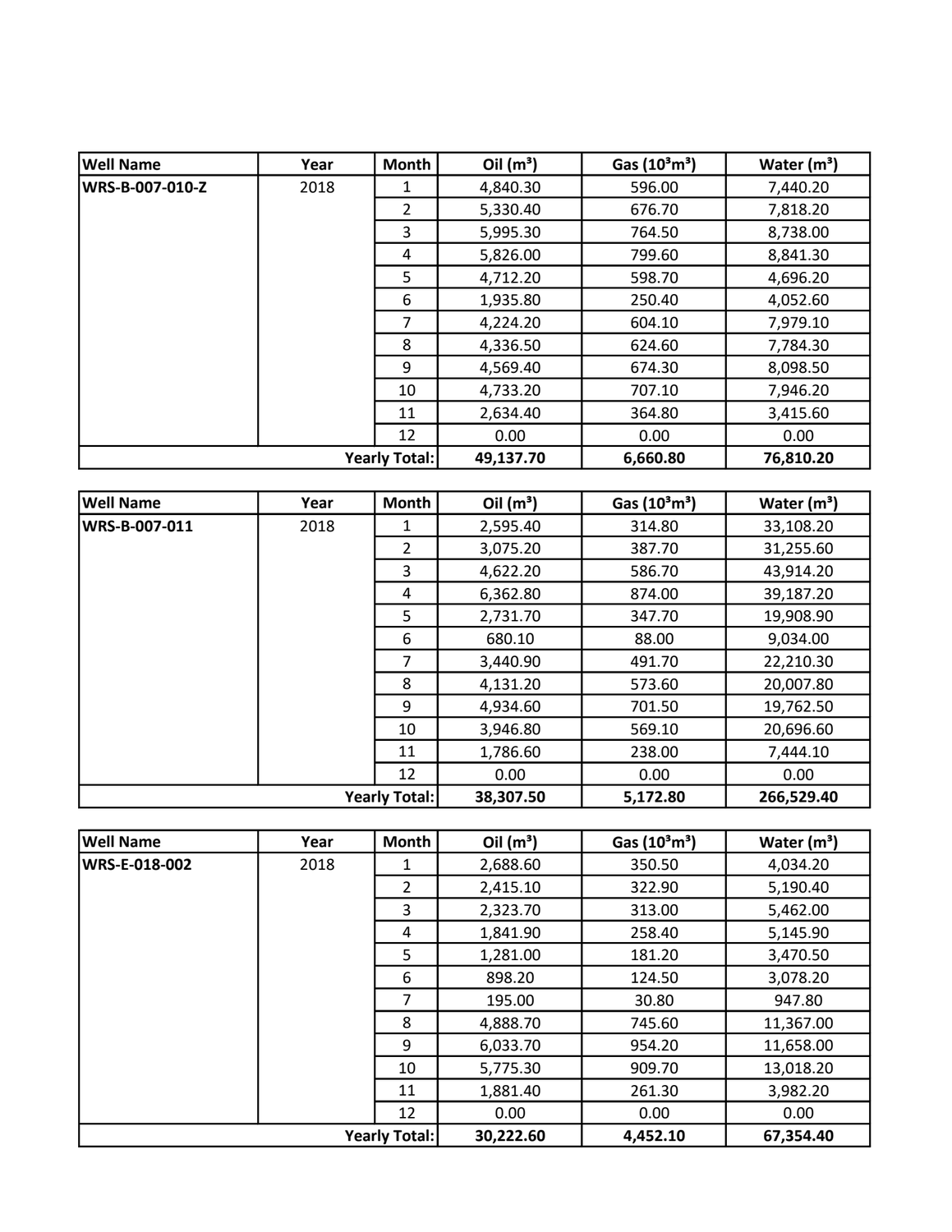| Well Name | Year | Month | Oil ($m^3$) | Gas ($10^3m^3$) | Water ($m^3$) |
|---|---|---|---|---|---|
| WRS-B-007-010-Z | 2018 | 1 | 4,840.30 | 596.00 | 7,440.20 |
| | | 2 | 5,330.40 | 676.70 | 7,818.20 |
| | | 3 | 5,995.30 | 764.50 | 8,738.00 |
| | | 4 | 5,826.00 | 799.60 | 8,841.30 |
| | | 5 | 4,712.20 | 598.70 | 4,696.20 |
| | | 6 | 1,935.80 | 250.40 | 4,052.60 |
| | | 7 | 4,224.20 | 604.10 | 7,979.10 |
| | | 8 | 4,336.50 | 624.60 | 7,784.30 |
| | | 9 | 4,569.40 | 674.30 | 8,098.50 |
| | | 10 | 4,733.20 | 707.10 | 7,946.20 |
| | | 11 | 2,634.40 | 364.80 | 3,415.60 |
| | | 12 | 0.00 | 0.00 | 0.00 |
| | | **Yearly Total:** | **49,137.70** | **6,660.80** | **76,810.20** |

| Well Name | Year | Month | Oil ($m^3$) | Gas ($10^3m^3$) | Water ($m^3$) |
|---|---|---|---|---|---|
| WRS-B-007-011 | 2018 | 1 | 2,595.40 | 314.80 | 33,108.20 |
| | | 2 | 3,075.20 | 387.70 | 31,255.60 |
| | | 3 | 4,622.20 | 586.70 | 43,914.20 |
| | | 4 | 6,362.80 | 874.00 | 39,187.20 |
| | | 5 | 2,731.70 | 347.70 | 19,908.90 |
| | | 6 | 680.10 | 88.00 | 9,034.00 |
| | | 7 | 3,440.90 | 491.70 | 22,210.30 |
| | | 8 | 4,131.20 | 573.60 | 20,007.80 |
| | | 9 | 4,934.60 | 701.50 | 19,762.50 |
| | | 10 | 3,946.80 | 569.10 | 20,696.60 |
| | | 11 | 1,786.60 | 238.00 | 7,444.10 |
| | | 12 | 0.00 | 0.00 | 0.00 |
| | | **Yearly Total:** | **38,307.50** | **5,172.80** | **266,529.40** |

| Well Name | Year | Month | Oil ($m^3$) | Gas ($10^3m^3$) | Water ($m^3$) |
|---|---|---|---|---|---|
| WRS-E-018-002 | 2018 | 1 | 2,688.60 | 350.50 | 4,034.20 |
| | | 2 | 2,415.10 | 322.90 | 5,190.40 |
| | | 3 | 2,323.70 | 313.00 | 5,462.00 |
| | | 4 | 1,841.90 | 258.40 | 5,145.90 |
| | | 5 | 1,281.00 | 181.20 | 3,470.50 |
| | | 6 | 898.20 | 124.50 | 3,078.20 |
| | | 7 | 195.00 | 30.80 | 947.80 |
| | | 8 | 4,888.70 | 745.60 | 11,367.00 |
| | | 9 | 6,033.70 | 954.20 | 11,658.00 |
| | | 10 | 5,775.30 | 909.70 | 13,018.20 |
| | | 11 | 1,881.40 | 261.30 | 3,982.20 |
| | | 12 | 0.00 | 0.00 | 0.00 |
| | | **Yearly Total:** | **30,222.60** | **4,452.10** | **67,354.40** |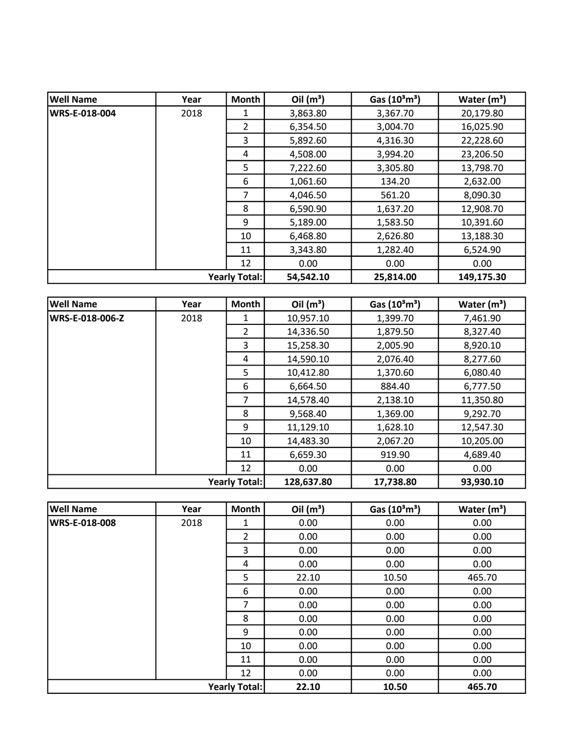| Well Name | Year | Month | Oil (m³) | Gas (10³m³) | Water (m³) |
|---|---|---|---|---|---|
| WRS-E-018-004 | 2018 | 1 | 3,863.80 | 3,367.70 | 20,179.80 |
| | | 2 | 6,354.50 | 3,004.70 | 16,025.90 |
| | | 3 | 5,892.60 | 4,316.30 | 22,228.60 |
| | | 4 | 4,508.00 | 3,994.20 | 23,206.50 |
| | | 5 | 7,222.60 | 3,305.80 | 13,798.70 |
| | | 6 | 1,061.60 | 134.20 | 2,632.00 |
| | | 7 | 4,046.50 | 561.20 | 8,090.30 |
| | | 8 | 6,590.90 | 1,637.20 | 12,908.70 |
| | | 9 | 5,189.00 | 1,583.50 | 10,391.60 |
| | | 10 | 6,468.80 | 2,626.80 | 13,188.30 |
| | | 11 | 3,343.80 | 1,282.40 | 6,524.90 |
| | | 12 | 0.00 | 0.00 | 0.00 |
| | | **Yearly Total:** | **54,542.10** | **25,814.00** | **149,175.30** |

| Well Name | Year | Month | Oil (m³) | Gas (10³m³) | Water (m³) |
|---|---|---|---|---|---|
| WRS-E-018-006-Z | 2018 | 1 | 10,957.10 | 1,399.70 | 7,461.90 |
| | | 2 | 14,336.50 | 1,879.50 | 8,327.40 |
| | | 3 | 15,258.30 | 2,005.90 | 8,920.10 |
| | | 4 | 14,590.10 | 2,076.40 | 8,277.60 |
| | | 5 | 10,412.80 | 1,370.60 | 6,080.40 |
| | | 6 | 6,664.50 | 884.40 | 6,777.50 |
| | | 7 | 14,578.40 | 2,138.10 | 11,350.80 |
| | | 8 | 9,568.40 | 1,369.00 | 9,292.70 |
| | | 9 | 11,129.10 | 1,628.10 | 12,547.30 |
| | | 10 | 14,483.30 | 2,067.20 | 10,205.00 |
| | | 11 | 6,659.30 | 919.90 | 4,689.40 |
| | | 12 | 0.00 | 0.00 | 0.00 |
| | | **Yearly Total:** | **128,637.80** | **17,738.80** | **93,930.10** |

| Well Name | Year | Month | Oil (m³) | Gas (10³m³) | Water (m³) |
|---|---|---|---|---|---|
| WRS-E-018-008 | 2018 | 1 | 0.00 | 0.00 | 0.00 |
| | | 2 | 0.00 | 0.00 | 0.00 |
| | | 3 | 0.00 | 0.00 | 0.00 |
| | | 4 | 0.00 | 0.00 | 0.00 |
| | | 5 | 22.10 | 10.50 | 465.70 |
| | | 6 | 0.00 | 0.00 | 0.00 |
| | | 7 | 0.00 | 0.00 | 0.00 |
| | | 8 | 0.00 | 0.00 | 0.00 |
| | | 9 | 0.00 | 0.00 | 0.00 |
| | | 10 | 0.00 | 0.00 | 0.00 |
| | | 11 | 0.00 | 0.00 | 0.00 |
| | | 12 | 0.00 | 0.00 | 0.00 |
| | | **Yearly Total:** | **22.10** | **10.50** | **465.70** |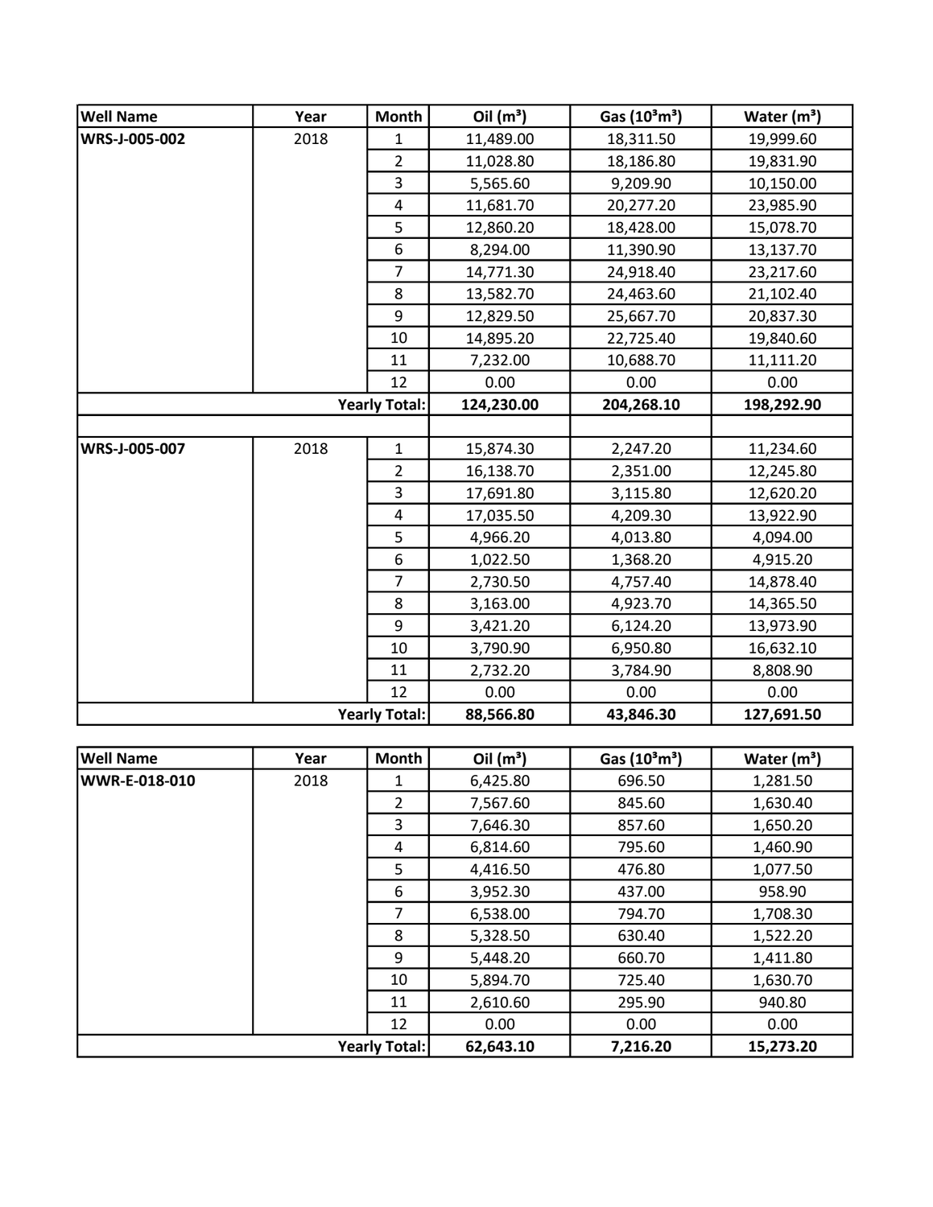| Well Name | Year | Month | Oil ($m^3$) | Gas ($10^3m^3$) | Water ($m^3$) |
|---|---|---|---|---|---|
| WRS-J-005-002 | 2018 | 1 | 11,489.00 | 18,311.50 | 19,999.60 |
| | | 2 | 11,028.80 | 18,186.80 | 19,831.90 |
| | | 3 | 5,565.60 | 9,209.90 | 10,150.00 |
| | | 4 | 11,681.70 | 20,277.20 | 23,985.90 |
| | | 5 | 12,860.20 | 18,428.00 | 15,078.70 |
| | | 6 | 8,294.00 | 11,390.90 | 13,137.70 |
| | | 7 | 14,771.30 | 24,918.40 | 23,217.60 |
| | | 8 | 13,582.70 | 24,463.60 | 21,102.40 |
| | | 9 | 12,829.50 | 25,667.70 | 20,837.30 |
| | | 10 | 14,895.20 | 22,725.40 | 19,840.60 |
| | | 11 | 7,232.00 | 10,688.70 | 11,111.20 |
| | | 12 | 0.00 | 0.00 | 0.00 |
| | | **Yearly Total:** | **124,230.00** | **204,268.10** | **198,292.90** |
| | | | | | |
| WRS-J-005-007 | 2018 | 1 | 15,874.30 | 2,247.20 | 11,234.60 |
| | | 2 | 16,138.70 | 2,351.00 | 12,245.80 |
| | | 3 | 17,691.80 | 3,115.80 | 12,620.20 |
| | | 4 | 17,035.50 | 4,209.30 | 13,922.90 |
| | | 5 | 4,966.20 | 4,013.80 | 4,094.00 |
| | | 6 | 1,022.50 | 1,368.20 | 4,915.20 |
| | | 7 | 2,730.50 | 4,757.40 | 14,878.40 |
| | | 8 | 3,163.00 | 4,923.70 | 14,365.50 |
| | | 9 | 3,421.20 | 6,124.20 | 13,973.90 |
| | | 10 | 3,790.90 | 6,950.80 | 16,632.10 |
| | | 11 | 2,732.20 | 3,784.90 | 8,808.90 |
| | | 12 | 0.00 | 0.00 | 0.00 |
| | | **Yearly Total:** | **88,566.80** | **43,846.30** | **127,691.50** |

| Well Name | Year | Month | Oil ($m^3$) | Gas ($10^3m^3$) | Water ($m^3$) |
|---|---|---|---|---|---|
| WWR-E-018-010 | 2018 | 1 | 6,425.80 | 696.50 | 1,281.50 |
| | | 2 | 7,567.60 | 845.60 | 1,630.40 |
| | | 3 | 7,646.30 | 857.60 | 1,650.20 |
| | | 4 | 6,814.60 | 795.60 | 1,460.90 |
| | | 5 | 4,416.50 | 476.80 | 1,077.50 |
| | | 6 | 3,952.30 | 437.00 | 958.90 |
| | | 7 | 6,538.00 | 794.70 | 1,708.30 |
| | | 8 | 5,328.50 | 630.40 | 1,522.20 |
| | | 9 | 5,448.20 | 660.70 | 1,411.80 |
| | | 10 | 5,894.70 | 725.40 | 1,630.70 |
| | | 11 | 2,610.60 | 295.90 | 940.80 |
| | | 12 | 0.00 | 0.00 | 0.00 |
| | | **Yearly Total:** | **62,643.10** | **7,216.20** | **15,273.20** |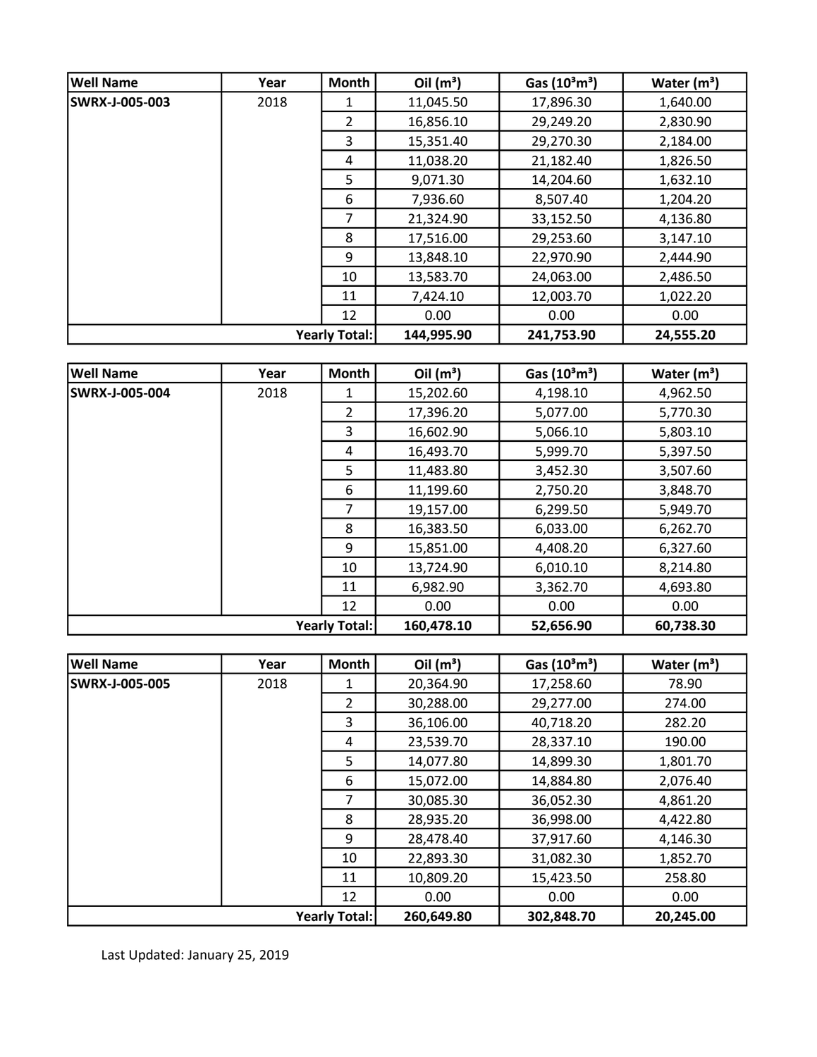| Well Name | Year | Month | Oil ($m^3$) | Gas ($10^3m^3$) | Water ($m^3$) |
|---|---|---|---|---|---|
| SWRX-J-005-003 | 2018 | 1 | 11,045.50 | 17,896.30 | 1,640.00 |
| | | 2 | 16,856.10 | 29,249.20 | 2,830.90 |
| | | 3 | 15,351.40 | 29,270.30 | 2,184.00 |
| | | 4 | 11,038.20 | 21,182.40 | 1,826.50 |
| | | 5 | 9,071.30 | 14,204.60 | 1,632.10 |
| | | 6 | 7,936.60 | 8,507.40 | 1,204.20 |
| | | 7 | 21,324.90 | 33,152.50 | 4,136.80 |
| | | 8 | 17,516.00 | 29,253.60 | 3,147.10 |
| | | 9 | 13,848.10 | 22,970.90 | 2,444.90 |
| | | 10 | 13,583.70 | 24,063.00 | 2,486.50 |
| | | 11 | 7,424.10 | 12,003.70 | 1,022.20 |
| | | 12 | 0.00 | 0.00 | 0.00 |
| | | **Yearly Total:** | **144,995.90** | **241,753.90** | **24,555.20** |

| Well Name | Year | Month | Oil ($m^3$) | Gas ($10^3m^3$) | Water ($m^3$) |
|---|---|---|---|---|---|
| SWRX-J-005-004 | 2018 | 1 | 15,202.60 | 4,198.10 | 4,962.50 |
| | | 2 | 17,396.20 | 5,077.00 | 5,770.30 |
| | | 3 | 16,602.90 | 5,066.10 | 5,803.10 |
| | | 4 | 16,493.70 | 5,999.70 | 5,397.50 |
| | | 5 | 11,483.80 | 3,452.30 | 3,507.60 |
| | | 6 | 11,199.60 | 2,750.20 | 3,848.70 |
| | | 7 | 19,157.00 | 6,299.50 | 5,949.70 |
| | | 8 | 16,383.50 | 6,033.00 | 6,262.70 |
| | | 9 | 15,851.00 | 4,408.20 | 6,327.60 |
| | | 10 | 13,724.90 | 6,010.10 | 8,214.80 |
| | | 11 | 6,982.90 | 3,362.70 | 4,693.80 |
| | | 12 | 0.00 | 0.00 | 0.00 |
| | | **Yearly Total:** | **160,478.10** | **52,656.90** | **60,738.30** |

| Well Name | Year | Month | Oil ($m^3$) | Gas ($10^3m^3$) | Water ($m^3$) |
|---|---|---|---|---|---|
| SWRX-J-005-005 | 2018 | 1 | 20,364.90 | 17,258.60 | 78.90 |
| | | 2 | 30,288.00 | 29,277.00 | 274.00 |
| | | 3 | 36,106.00 | 40,718.20 | 282.20 |
| | | 4 | 23,539.70 | 28,337.10 | 190.00 |
| | | 5 | 14,077.80 | 14,899.30 | 1,801.70 |
| | | 6 | 15,072.00 | 14,884.80 | 2,076.40 |
| | | 7 | 30,085.30 | 36,052.30 | 4,861.20 |
| | | 8 | 28,935.20 | 36,998.00 | 4,422.80 |
| | | 9 | 28,478.40 | 37,917.60 | 4,146.30 |
| | | 10 | 22,893.30 | 31,082.30 | 1,852.70 |
| | | 11 | 10,809.20 | 15,423.50 | 258.80 |
| | | 12 | 0.00 | 0.00 | 0.00 |
| | | **Yearly Total:** | **260,649.80** | **302,848.70** | **20,245.00** |

Last Updated: January 25, 2019